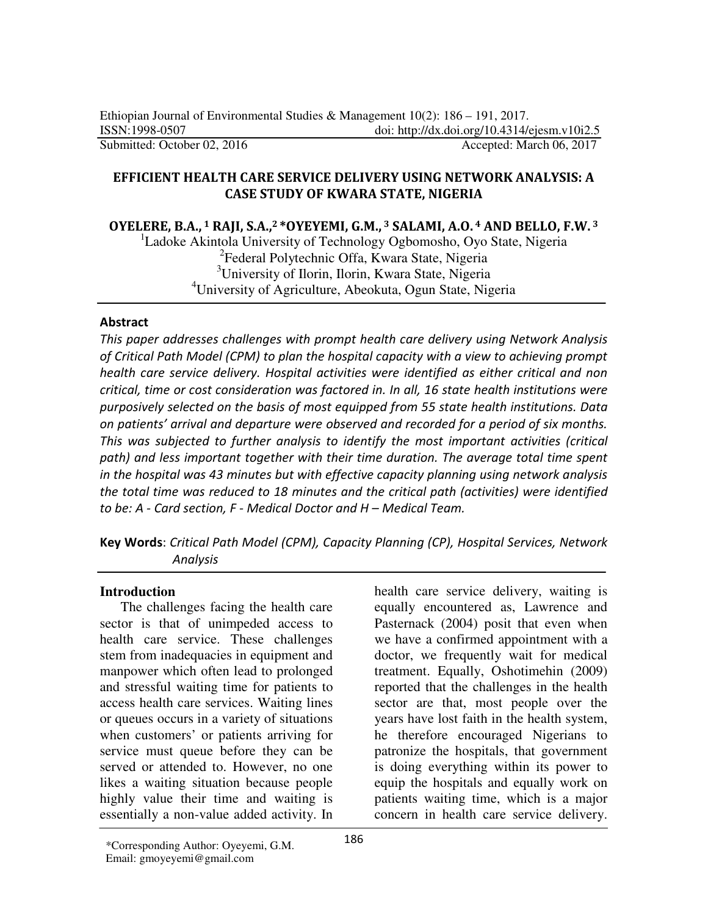Ethiopian Journal of Environmental Studies & Management 10(2): 186 – 191, 2017.
ISSN:1998-0507 doi: http://dx.doi.org/10.4314/ejesm.v10i2.5
Submitted: October 02, 2016 Accepted: March 06, 2017

# EFFICIENT HEALTH CARE SERVICE DELIVERY USING NETWORK ANALYSIS: A CASE STUDY OF KWARA STATE, NIGERIA

**OYELERE, B.A.,[1] RAJI, S.A.,[2] *OYEYEMI, G.M.,[3] SALAMI, A.O.[4] AND BELLO, F.W.[3]**

[1]Ladoke Akintola University of Technology Ogbomosho, Oyo State, Nigeria
[2]Federal Polytechnic Offa, Kwara State, Nigeria
[3]University of Ilorin, Ilorin, Kwara State, Nigeria
[4]University of Agriculture, Abeokuta, Ogun State, Nigeria

## Abstract

*This paper addresses challenges with prompt health care delivery using Network Analysis of Critical Path Model (CPM) to plan the hospital capacity with a view to achieving prompt health care service delivery. Hospital activities were identified as either critical and non critical, time or cost consideration was factored in. In all, 16 state health institutions were purposively selected on the basis of most equipped from 55 state health institutions. Data on patients' arrival and departure were observed and recorded for a period of six months. This was subjected to further analysis to identify the most important activities (critical path) and less important together with their time duration. The average total time spent in the hospital was 43 minutes but with effective capacity planning using network analysis the total time was reduced to 18 minutes and the critical path (activities) were identified to be: A - Card section, F - Medical Doctor and H – Medical Team.*

**Key Words**: *Critical Path Model (CPM), Capacity Planning (CP), Hospital Services, Network Analysis*

## Introduction

The challenges facing the health care sector is that of unimpeded access to health care service. These challenges stem from inadequacies in equipment and manpower which often lead to prolonged and stressful waiting time for patients to access health care services. Waiting lines or queues occurs in a variety of situations when customers' or patients arriving for service must queue before they can be served or attended to. However, no one likes a waiting situation because people highly value their time and waiting is essentially a non-value added activity. In health care service delivery, waiting is equally encountered as, Lawrence and Pasternack (2004) posit that even when we have a confirmed appointment with a doctor, we frequently wait for medical treatment. Equally, Oshotimehin (2009) reported that the challenges in the health sector are that, most people over the years have lost faith in the health system, he therefore encouraged Nigerians to patronize the hospitals, that government is doing everything within its power to equip the hospitals and equally work on patients waiting time, which is a major concern in health care service delivery.

*Corresponding Author: Oyeyemi, G.M.
Email: gmoyeyemi@gmail.com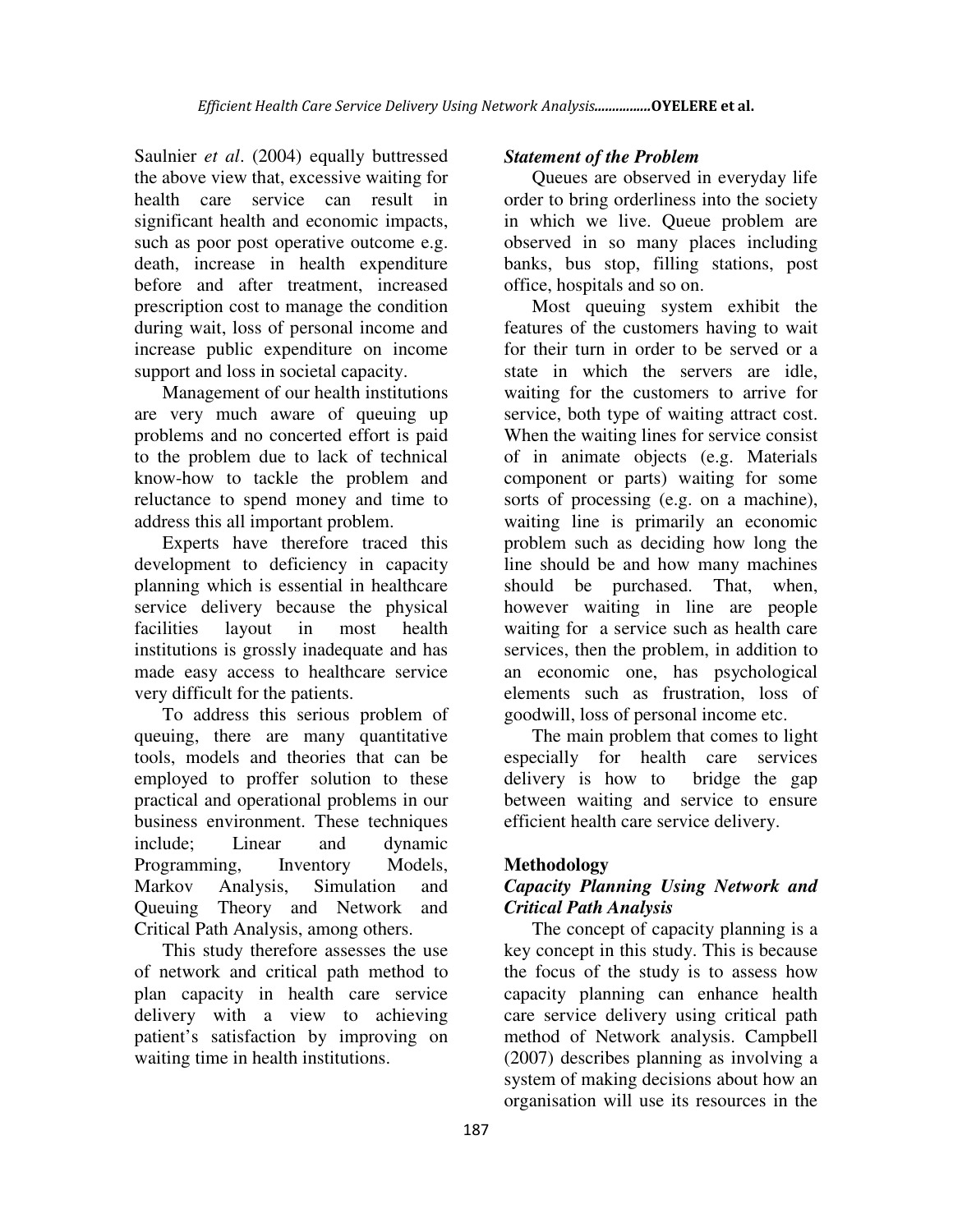Saulnier *et al*. (2004) equally buttressed the above view that, excessive waiting for health care service can result in significant health and economic impacts, such as poor post operative outcome e.g. death, increase in health expenditure before and after treatment, increased prescription cost to manage the condition during wait, loss of personal income and increase public expenditure on income support and loss in societal capacity.

Management of our health institutions are very much aware of queuing up problems and no concerted effort is paid to the problem due to lack of technical know-how to tackle the problem and reluctance to spend money and time to address this all important problem.

Experts have therefore traced this development to deficiency in capacity planning which is essential in healthcare service delivery because the physical facilities layout in most health institutions is grossly inadequate and has made easy access to healthcare service very difficult for the patients.

To address this serious problem of queuing, there are many quantitative tools, models and theories that can be employed to proffer solution to these practical and operational problems in our business environment. These techniques include; Linear and dynamic Programming, Inventory Models, Markov Analysis, Simulation and Queuing Theory and Network and Critical Path Analysis, among others.

This study therefore assesses the use of network and critical path method to plan capacity in health care service delivery with a view to achieving patient's satisfaction by improving on waiting time in health institutions.

### *Statement of the Problem*

Queues are observed in everyday life order to bring orderliness into the society in which we live. Queue problem are observed in so many places including banks, bus stop, filling stations, post office, hospitals and so on.

Most queuing system exhibit the features of the customers having to wait for their turn in order to be served or a state in which the servers are idle, waiting for the customers to arrive for service, both type of waiting attract cost. When the waiting lines for service consist of in animate objects (e.g. Materials component or parts) waiting for some sorts of processing (e.g. on a machine), waiting line is primarily an economic problem such as deciding how long the line should be and how many machines should be purchased. That, when, however waiting in line are people waiting for a service such as health care services, then the problem, in addition to an economic one, has psychological elements such as frustration, loss of goodwill, loss of personal income etc.

The main problem that comes to light especially for health care services delivery is how to bridge the gap between waiting and service to ensure efficient health care service delivery.

## Methodology

### *Capacity Planning Using Network and Critical Path Analysis*

The concept of capacity planning is a key concept in this study. This is because the focus of the study is to assess how capacity planning can enhance health care service delivery using critical path method of Network analysis. Campbell (2007) describes planning as involving a system of making decisions about how an organisation will use its resources in the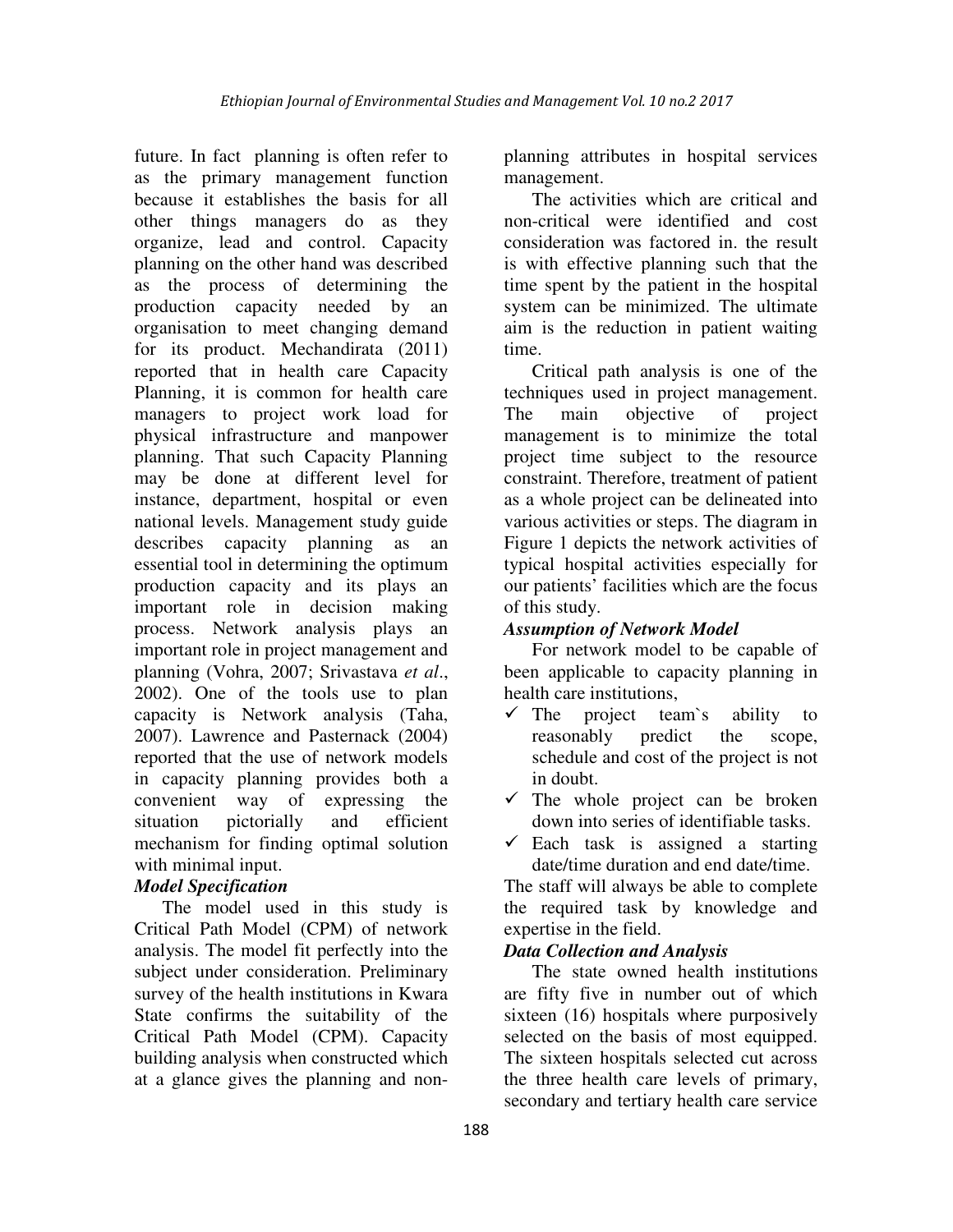future. In fact planning is often refer to as the primary management function because it establishes the basis for all other things managers do as they organize, lead and control. Capacity planning on the other hand was described as the process of determining the production capacity needed by an organisation to meet changing demand for its product. Mechandirata (2011) reported that in health care Capacity Planning, it is common for health care managers to project work load for physical infrastructure and manpower planning. That such Capacity Planning may be done at different level for instance, department, hospital or even national levels. Management study guide describes capacity planning as an essential tool in determining the optimum production capacity and its plays an important role in decision making process. Network analysis plays an important role in project management and planning (Vohra, 2007; Srivastava *et al*., 2002). One of the tools use to plan capacity is Network analysis (Taha, 2007). Lawrence and Pasternack (2004) reported that the use of network models in capacity planning provides both a convenient way of expressing the situation pictorially and efficient mechanism for finding optimal solution with minimal input.

### *Model Specification*

The model used in this study is Critical Path Model (CPM) of network analysis. The model fit perfectly into the subject under consideration. Preliminary survey of the health institutions in Kwara State confirms the suitability of the Critical Path Model (CPM). Capacity building analysis when constructed which at a glance gives the planning and non-planning attributes in hospital services management.

The activities which are critical and non-critical were identified and cost consideration was factored in. the result is with effective planning such that the time spent by the patient in the hospital system can be minimized. The ultimate aim is the reduction in patient waiting time.

Critical path analysis is one of the techniques used in project management. The main objective of project management is to minimize the total project time subject to the resource constraint. Therefore, treatment of patient as a whole project can be delineated into various activities or steps. The diagram in Figure 1 depicts the network activities of typical hospital activities especially for our patients' facilities which are the focus of this study.

### *Assumption of Network Model*

For network model to be capable of been applicable to capacity planning in health care institutions,

- ✓ The project team`s ability to reasonably predict the scope, schedule and cost of the project is not in doubt.
- ✓ The whole project can be broken down into series of identifiable tasks.
- ✓ Each task is assigned a starting date/time duration and end date/time.

The staff will always be able to complete the required task by knowledge and expertise in the field.

### *Data Collection and Analysis*

The state owned health institutions are fifty five in number out of which sixteen (16) hospitals where purposively selected on the basis of most equipped. The sixteen hospitals selected cut across the three health care levels of primary, secondary and tertiary health care service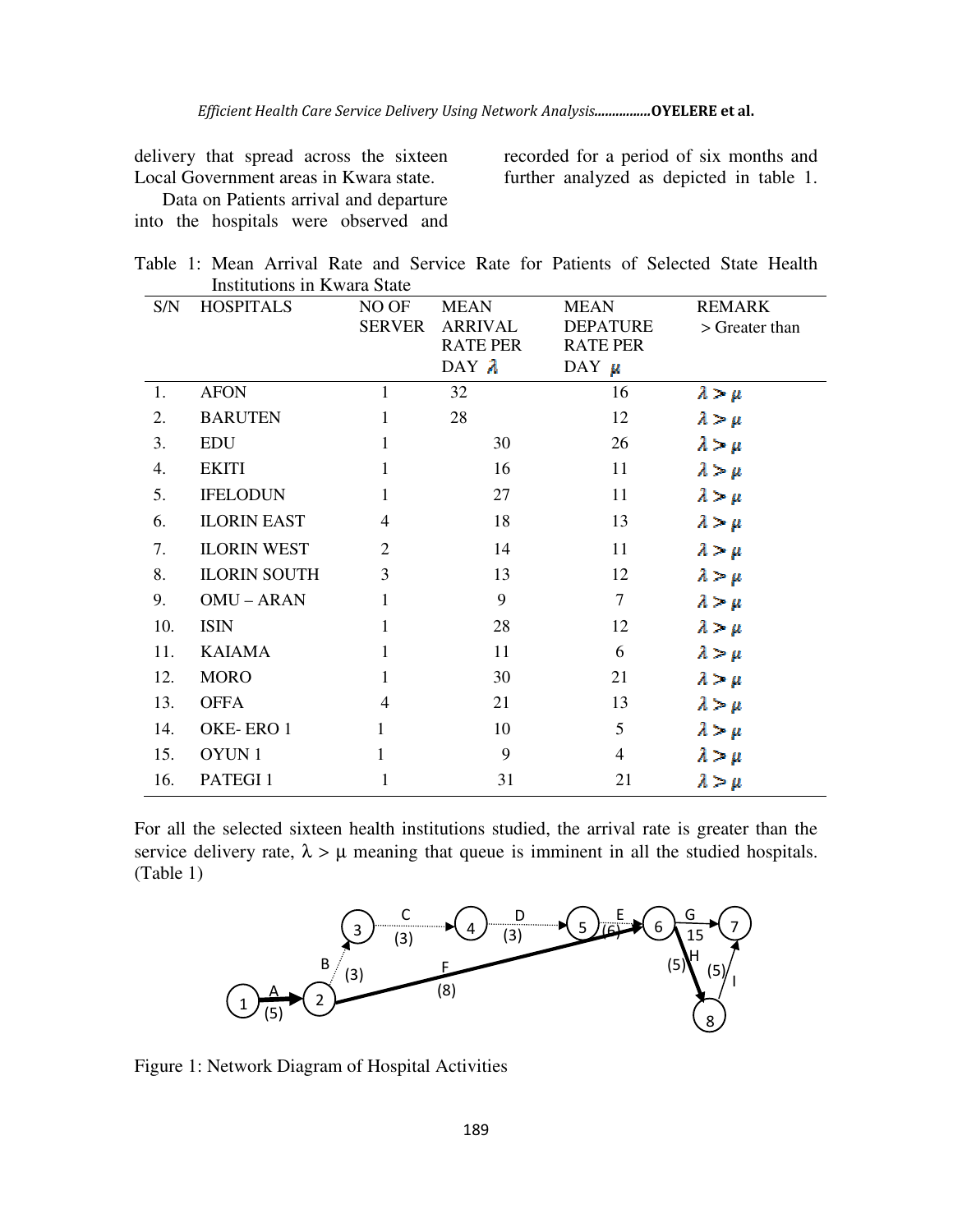delivery that spread across the sixteen Local Government areas in Kwara state.

Data on Patients arrival and departure into the hospitals were observed and recorded for a period of six months and further analyzed as depicted in table 1.

Table 1: Mean Arrival Rate and Service Rate for Patients of Selected State Health Institutions in Kwara State

| S/N | HOSPITALS | NO OF SERVER | MEAN ARRIVAL RATE PER DAY $\lambda$ | MEAN DEPATURE RATE PER DAY $\mu$ | REMARK > Greater than |
|---|---|---|---|---|---|
| 1. | AFON | 1 | 32 | 16 | $\lambda > \mu$ |
| 2. | BARUTEN | 1 | 28 | 12 | $\lambda > \mu$ |
| 3. | EDU | 1 | 30 | 26 | $\lambda > \mu$ |
| 4. | EKITI | 1 | 16 | 11 | $\lambda > \mu$ |
| 5. | IFELODUN | 1 | 27 | 11 | $\lambda > \mu$ |
| 6. | ILORIN EAST | 4 | 18 | 13 | $\lambda > \mu$ |
| 7. | ILORIN WEST | 2 | 14 | 11 | $\lambda > \mu$ |
| 8. | ILORIN SOUTH | 3 | 13 | 12 | $\lambda > \mu$ |
| 9. | OMU – ARAN | 1 | 9 | 7 | $\lambda > \mu$ |
| 10. | ISIN | 1 | 28 | 12 | $\lambda > \mu$ |
| 11. | KAIAMA | 1 | 11 | 6 | $\lambda > \mu$ |
| 12. | MORO | 1 | 30 | 21 | $\lambda > \mu$ |
| 13. | OFFA | 4 | 21 | 13 | $\lambda > \mu$ |
| 14. | OKE- ERO 1 | 1 | 10 | 5 | $\lambda > \mu$ |
| 15. | OYUN 1 | 1 | 9 | 4 | $\lambda > \mu$ |
| 16. | PATEGI 1 | 1 | 31 | 21 | $\lambda > \mu$ |

For all the selected sixteen health institutions studied, the arrival rate is greater than the service delivery rate, $\lambda > \mu$ meaning that queue is imminent in all the studied hospitals. (Table 1)

Figure 1: Network Diagram of Hospital Activities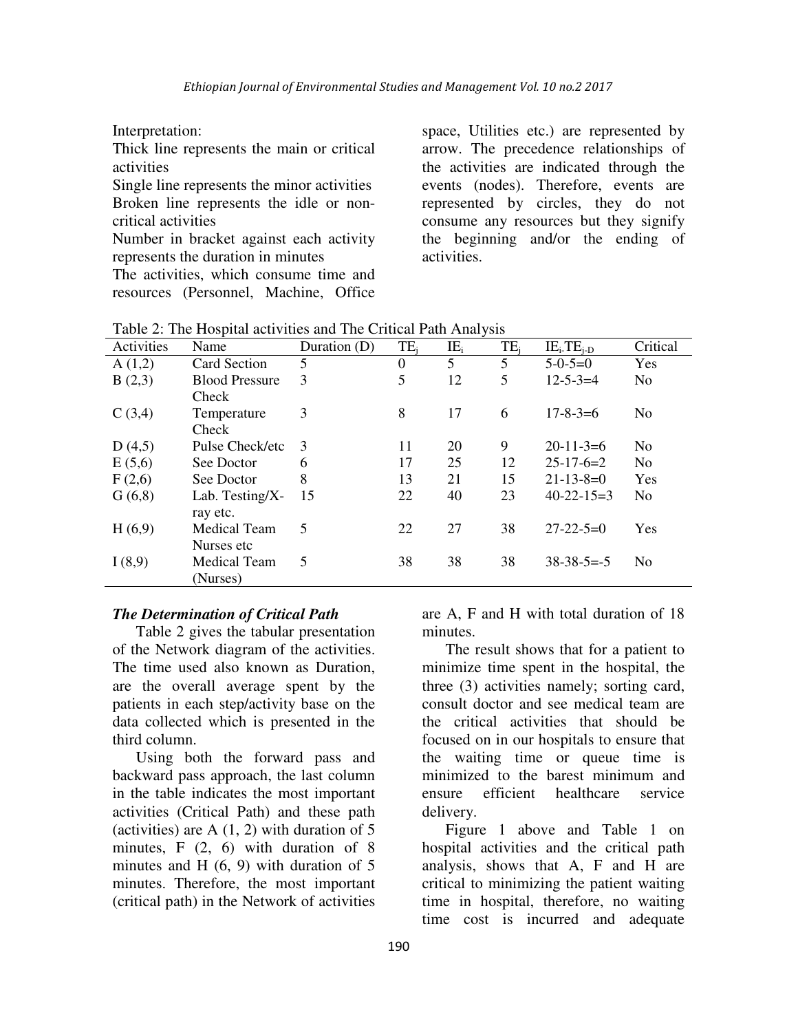Interpretation:

Thick line represents the main or critical activities

Single line represents the minor activities

Broken line represents the idle or non-critical activities

Number in bracket against each activity represents the duration in minutes

The activities, which consume time and resources (Personnel, Machine, Office space, Utilities etc.) are represented by arrow. The precedence relationships of the activities are indicated through the events (nodes). Therefore, events are represented by circles, they do not consume any resources but they signify the beginning and/or the ending of activities.

Table 2: The Hospital activities and The Critical Path Analysis

| Activities | Name | Duration (D) | $TE_j$ | $IE_i$ | $TE_j$ | $IE_i$-$TE_{j-D}$ | Critical |
|---|---|---|---|---|---|---|---|
| A (1,2) | Card Section | 5 | 0 | 5 | 5 | 5-0-5=0 | Yes |
| B (2,3) | Blood Pressure Check | 3 | 5 | 12 | 5 | 12-5-3=4 | No |
| C (3,4) | Temperature Check | 3 | 8 | 17 | 6 | 17-8-3=6 | No |
| D (4,5) | Pulse Check/etc | 3 | 11 | 20 | 9 | 20-11-3=6 | No |
| E (5,6) | See Doctor | 6 | 17 | 25 | 12 | 25-17-6=2 | No |
| F (2,6) | See Doctor | 8 | 13 | 21 | 15 | 21-13-8=0 | Yes |
| G (6,8) | Lab. Testing/X-ray etc. | 15 | 22 | 40 | 23 | 40-22-15=3 | No |
| H (6,9) | Medical Team Nurses etc | 5 | 22 | 27 | 38 | 27-22-5=0 | Yes |
| I (8,9) | Medical Team (Nurses) | 5 | 38 | 38 | 38 | 38-38-5=-5 | No |

***The Determination of Critical Path***

Table 2 gives the tabular presentation of the Network diagram of the activities. The time used also known as Duration, are the overall average spent by the patients in each step/activity base on the data collected which is presented in the third column.

Using both the forward pass and backward pass approach, the last column in the table indicates the most important activities (Critical Path) and these path (activities) are A (1, 2) with duration of 5 minutes, F (2, 6) with duration of 8 minutes and H (6, 9) with duration of 5 minutes. Therefore, the most important (critical path) in the Network of activities are A, F and H with total duration of 18 minutes.

The result shows that for a patient to minimize time spent in the hospital, the three (3) activities namely; sorting card, consult doctor and see medical team are the critical activities that should be focused on in our hospitals to ensure that the waiting time or queue time is minimized to the barest minimum and ensure efficient healthcare service delivery.

Figure 1 above and Table 1 on hospital activities and the critical path analysis, shows that A, F and H are critical to minimizing the patient waiting time in hospital, therefore, no waiting time cost is incurred and adequate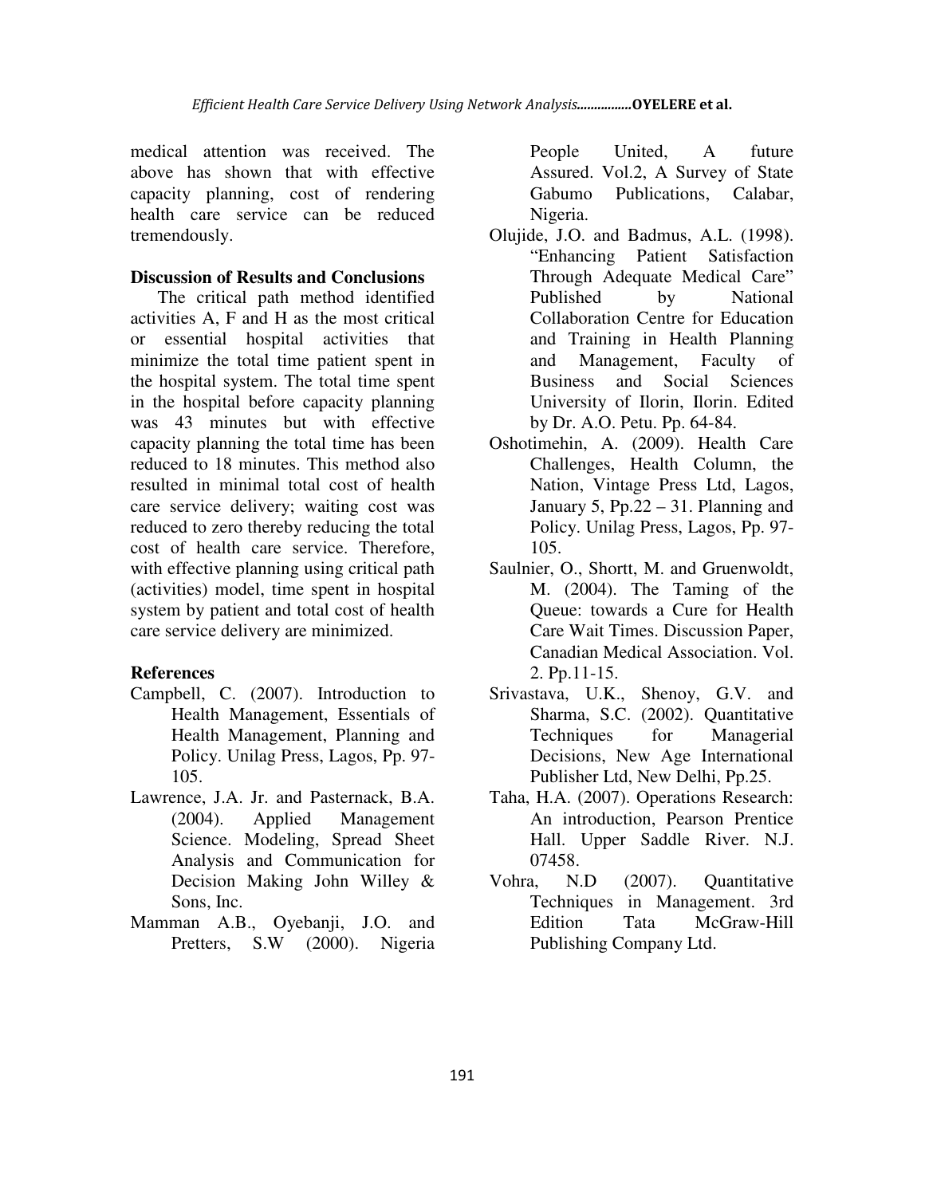medical attention was received. The above has shown that with effective capacity planning, cost of rendering health care service can be reduced tremendously.

**Discussion of Results and Conclusions**

The critical path method identified activities A, F and H as the most critical or essential hospital activities that minimize the total time patient spent in the hospital system. The total time spent in the hospital before capacity planning was 43 minutes but with effective capacity planning the total time has been reduced to 18 minutes. This method also resulted in minimal total cost of health care service delivery; waiting cost was reduced to zero thereby reducing the total cost of health care service. Therefore, with effective planning using critical path (activities) model, time spent in hospital system by patient and total cost of health care service delivery are minimized.

**References**

Campbell, C. (2007). Introduction to Health Management, Essentials of Health Management, Planning and Policy. Unilag Press, Lagos, Pp. 97-105.

Lawrence, J.A. Jr. and Pasternack, B.A. (2004). Applied Management Science. Modeling, Spread Sheet Analysis and Communication for Decision Making John Willey & Sons, Inc.

Mamman A.B., Oyebanji, J.O. and Pretters, S.W (2000). Nigeria People United, A future Assured. Vol.2, A Survey of State Gabumo Publications, Calabar, Nigeria.

Olujide, J.O. and Badmus, A.L. (1998). "Enhancing Patient Satisfaction Through Adequate Medical Care" Published by National Collaboration Centre for Education and Training in Health Planning and Management, Faculty of Business and Social Sciences University of Ilorin, Ilorin. Edited by Dr. A.O. Petu. Pp. 64-84.

Oshotimehin, A. (2009). Health Care Challenges, Health Column, the Nation, Vintage Press Ltd, Lagos, January 5, Pp.22 – 31. Planning and Policy. Unilag Press, Lagos, Pp. 97-105.

Saulnier, O., Shortt, M. and Gruenwoldt, M. (2004). The Taming of the Queue: towards a Cure for Health Care Wait Times. Discussion Paper, Canadian Medical Association. Vol. 2. Pp.11-15.

Srivastava, U.K., Shenoy, G.V. and Sharma, S.C. (2002). Quantitative Techniques for Managerial Decisions, New Age International Publisher Ltd, New Delhi, Pp.25.

Taha, H.A. (2007). Operations Research: An introduction, Pearson Prentice Hall. Upper Saddle River. N.J. 07458.

Vohra, N.D (2007). Quantitative Techniques in Management. 3rd Edition Tata McGraw-Hill Publishing Company Ltd.